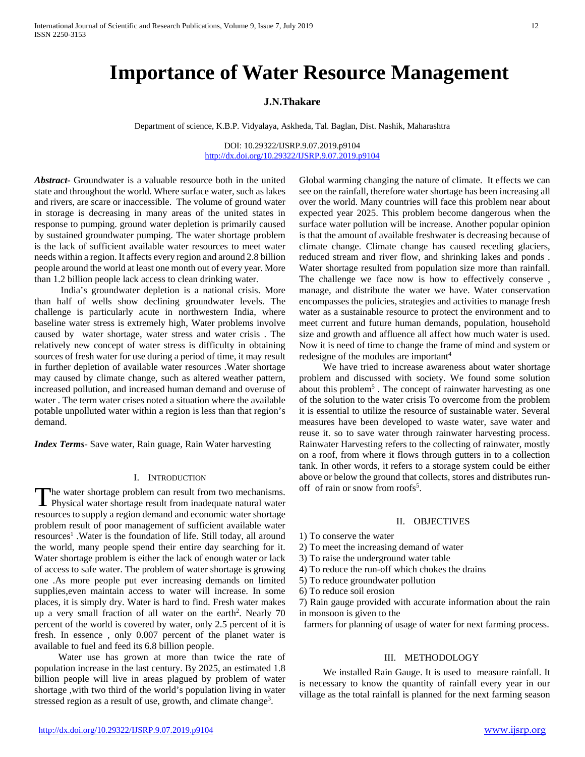# Importance of Water Resource Management

**J.N.Thakare**

Department of science, K.B.P. Vidyalaya, Askheda, Tal. Baglan, Dist. Nashik, Maharashtra

DOI: 10.29322/IJSRP.9.07.2019.p9104
http://dx.doi.org/10.29322/IJSRP.9.07.2019.p9104

***Abstract***- Groundwater is a valuable resource both in the united state and throughout the world. Where surface water, such as lakes and rivers, are scare or inaccessible. The volume of ground water in storage is decreasing in many areas of the united states in response to pumping. ground water depletion is primarily caused by sustained groundwater pumping. The water shortage problem is the lack of sufficient available water resources to meet water needs within a region. It affects every region and around 2.8 billion people around the world at least one month out of every year. More than 1.2 billion people lack access to clean drinking water.

India's groundwater depletion is a national crisis. More than half of wells show declining groundwater levels. The challenge is particularly acute in northwestern India, where baseline water stress is extremely high, Water problems involve caused by water shortage, water stress and water crisis . The relatively new concept of water stress is difficulty in obtaining sources of fresh water for use during a period of time, it may result in further depletion of available water resources .Water shortage may caused by climate change, such as altered weather pattern, increased pollution, and increased human demand and overuse of water . The term water crises noted a situation where the available potable unpolluted water within a region is less than that region's demand.

***Index Terms***- Save water, Rain guage, Rain Water harvesting

## I. Introduction

The water shortage problem can result from two mechanisms. Physical water shortage result from inadequate natural water resources to supply a region demand and economic water shortage problem result of poor management of sufficient available water resources[1] .Water is the foundation of life. Still today, all around the world, many people spend their entire day searching for it. Water shortage problem is either the lack of enough water or lack of access to safe water. The problem of water shortage is growing one .As more people put ever increasing demands on limited supplies,even maintain access to water will increase. In some places, it is simply dry. Water is hard to find. Fresh water makes up a very small fraction of all water on the earth[2]. Nearly 70 percent of the world is covered by water, only 2.5 percent of it is fresh. In essence , only 0.007 percent of the planet water is available to fuel and feed its 6.8 billion people.

Water use has grown at more than twice the rate of population increase in the last century. By 2025, an estimated 1.8 billion people will live in areas plagued by problem of water shortage ,with two third of the world's population living in water stressed region as a result of use, growth, and climate change[3].

Global warming changing the nature of climate. It effects we can see on the rainfall, therefore water shortage has been increasing all over the world. Many countries will face this problem near about expected year 2025. This problem become dangerous when the surface water pollution will be increase. Another popular opinion is that the amount of available freshwater is decreasing because of climate change. Climate change has caused receding glaciers, reduced stream and river flow, and shrinking lakes and ponds . Water shortage resulted from population size more than rainfall. The challenge we face now is how to effectively conserve , manage, and distribute the water we have. Water conservation encompasses the policies, strategies and activities to manage fresh water as a sustainable resource to protect the environment and to meet current and future human demands, population, household size and growth and affluence all affect how much water is used. Now it is need of time to change the frame of mind and system or redesigne of the modules are important[4]

We have tried to increase awareness about water shortage problem and discussed with society. We found some solution about this problem[5] . The concept of rainwater harvesting as one of the solution to the water crisis To overcome from the problem it is essential to utilize the resource of sustainable water. Several measures have been developed to waste water, save water and reuse it. so to save water through rainwater harvesting process. Rainwater Harvesting refers to the collecting of rainwater, mostly on a roof, from where it flows through gutters in to a collection tank. In other words, it refers to a storage system could be either above or below the ground that collects, stores and distributes run-off of rain or snow from roofs[5].

## II. Objectives

1) To conserve the water
2) To meet the increasing demand of water
3) To raise the underground water table
4) To reduce the run-off which chokes the drains
5) To reduce groundwater pollution
6) To reduce soil erosion
7) Rain gauge provided with accurate information about the rain in monsoon is given to the farmers for planning of usage of water for next farming process.

## III. Methodology

We installed Rain Gauge. It is used to measure rainfall. It is necessary to know the quantity of rainfall every year in our village as the total rainfall is planned for the next farming season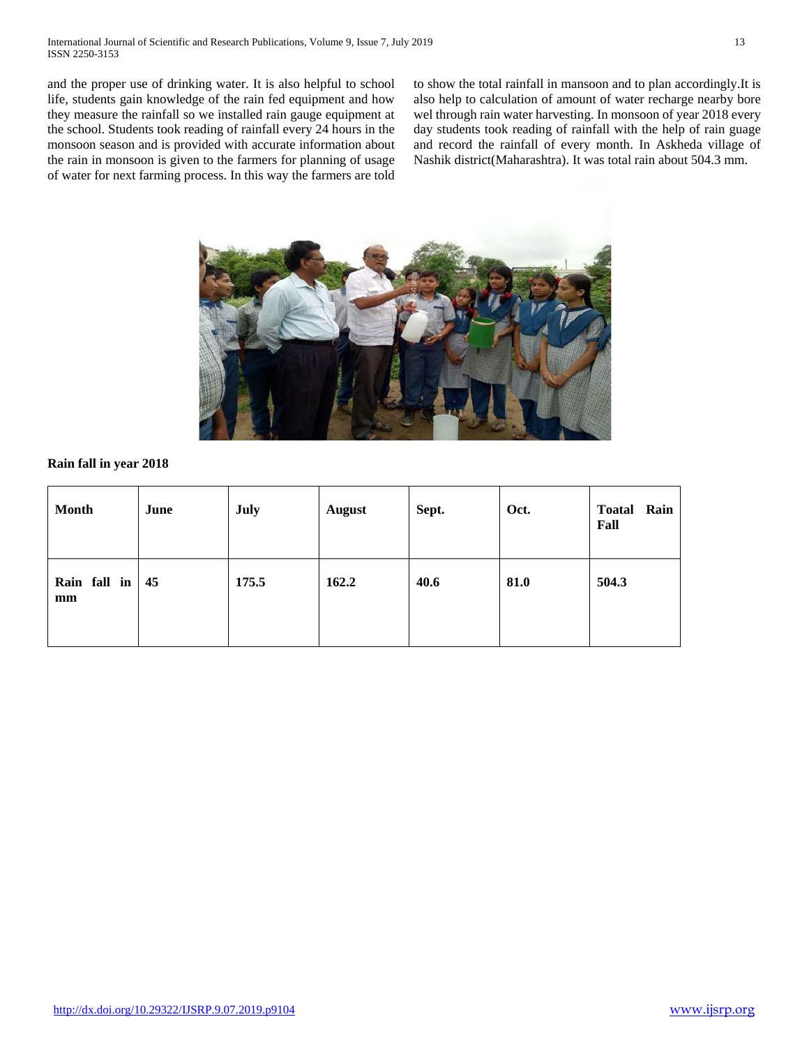and the proper use of drinking water. It is also helpful to school life, students gain knowledge of the rain fed equipment and how they measure the rainfall so we installed rain gauge equipment at the school. Students took reading of rainfall every 24 hours in the monsoon season and is provided with accurate information about the rain in monsoon is given to the farmers for planning of usage of water for next farming process. In this way the farmers are told to show the total rainfall in mansoon and to plan accordingly.It is also help to calculation of amount of water recharge nearby bore wel through rain water harvesting. In monsoon of year 2018 every day students took reading of rainfall with the help of rain guage and record the rainfall of every month. In Askheda village of Nashik district(Maharashtra). It was total rain about 504.3 mm.

**Rain fall in year 2018**

| **Month** | **June** | **July** | **August** | **Sept.** | **Oct.** | **Toatal Rain Fall** |
|---|---|---|---|---|---|---|
| **Rain fall in mm** | **45** | **175.5** | **162.2** | **40.6** | **81.0** | **504.3** |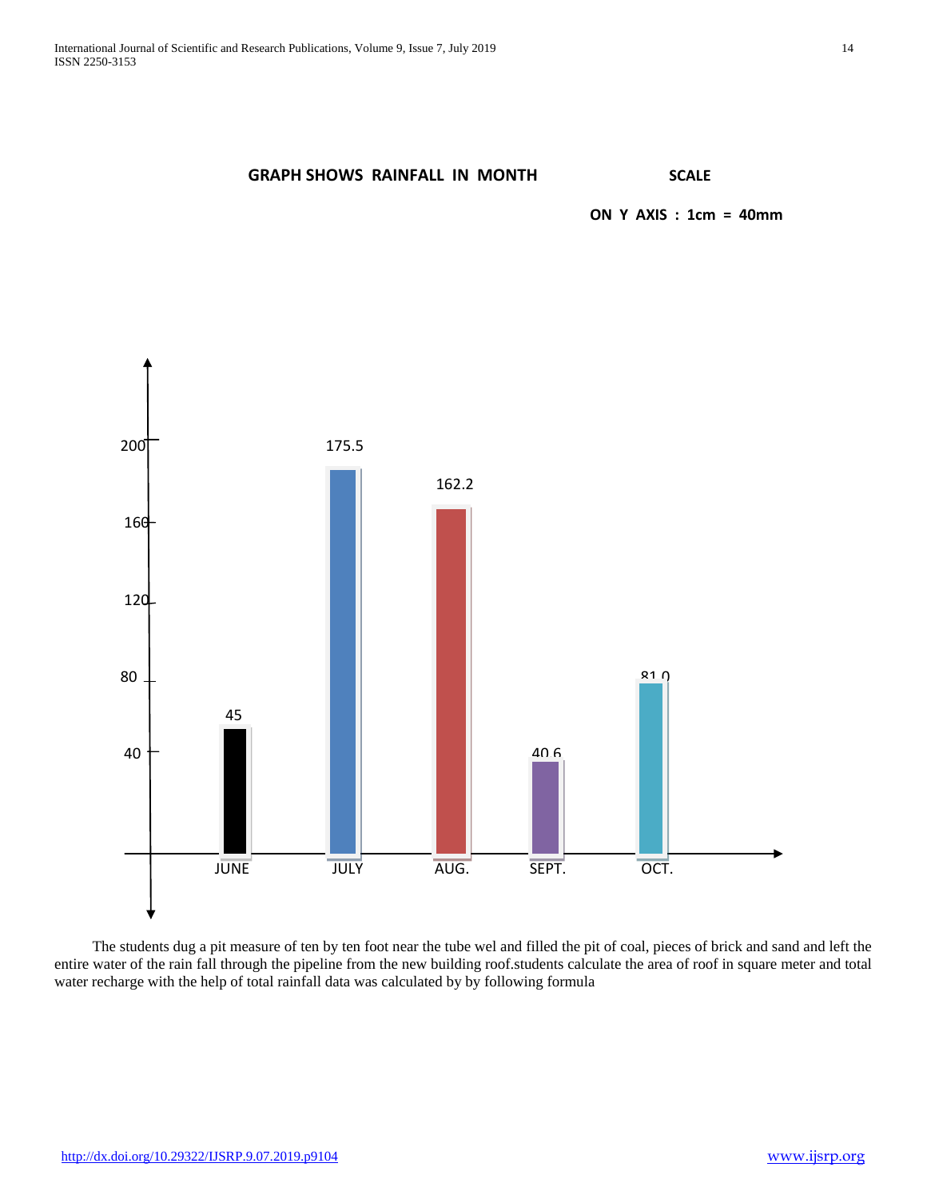**GRAPH SHOWS RAINFALL IN MONTH**

**SCALE**

**ON Y AXIS : 1cm = 40mm**

| Month | Rainfall |
|---|---|
| JUNE | 45 |
| JULY | 175.5 |
| AUG. | 162.2 |
| SEPT. | 40.6 |
| OCT. | 81.0 |

The students dug a pit measure of ten by ten foot near the tube wel and filled the pit of coal, pieces of brick and sand and left the entire water of the rain fall through the pipeline from the new building roof.students calculate the area of roof in square meter and total water recharge with the help of total rainfall data was calculated by by following formula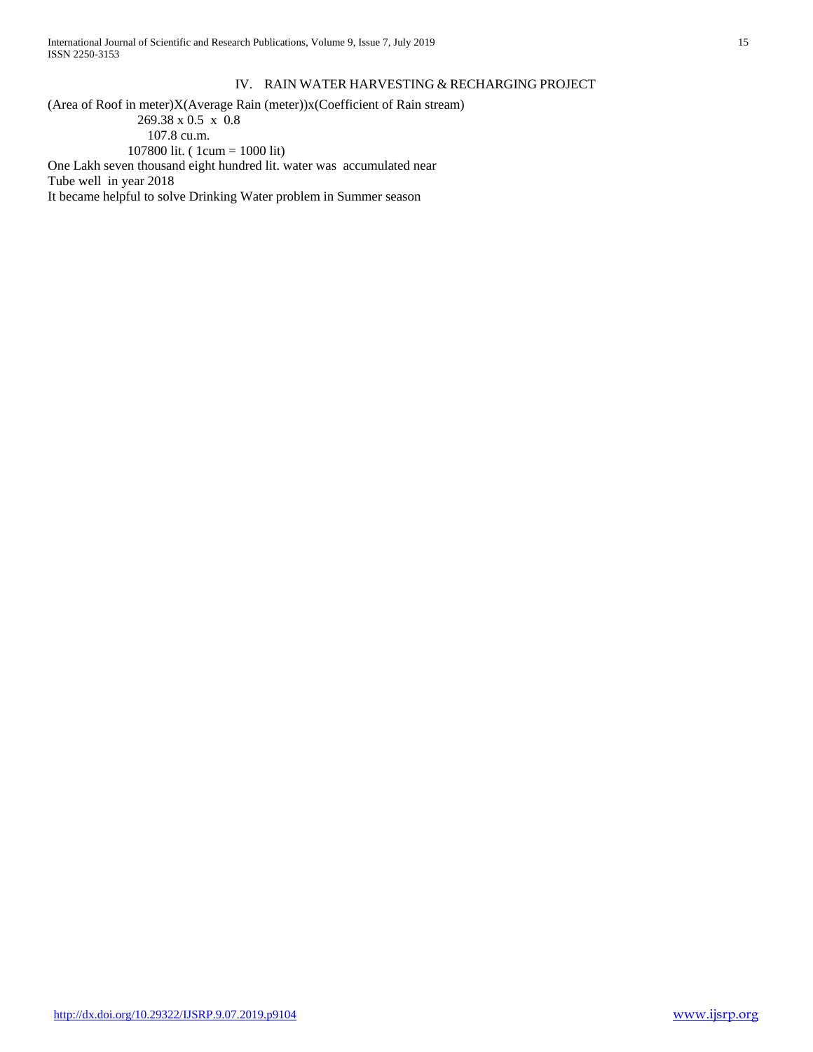## IV. RAIN WATER HARVESTING & RECHARGING PROJECT

(Area of Roof in meter)X(Average Rain (meter))x(Coefficient of Rain stream)

269.38 x 0.5 x 0.8

107.8 cu.m.

107800 lit. ( 1cum = 1000 lit)

One Lakh seven thousand eight hundred lit. water was accumulated near Tube well in year 2018

It became helpful to solve Drinking Water problem in Summer season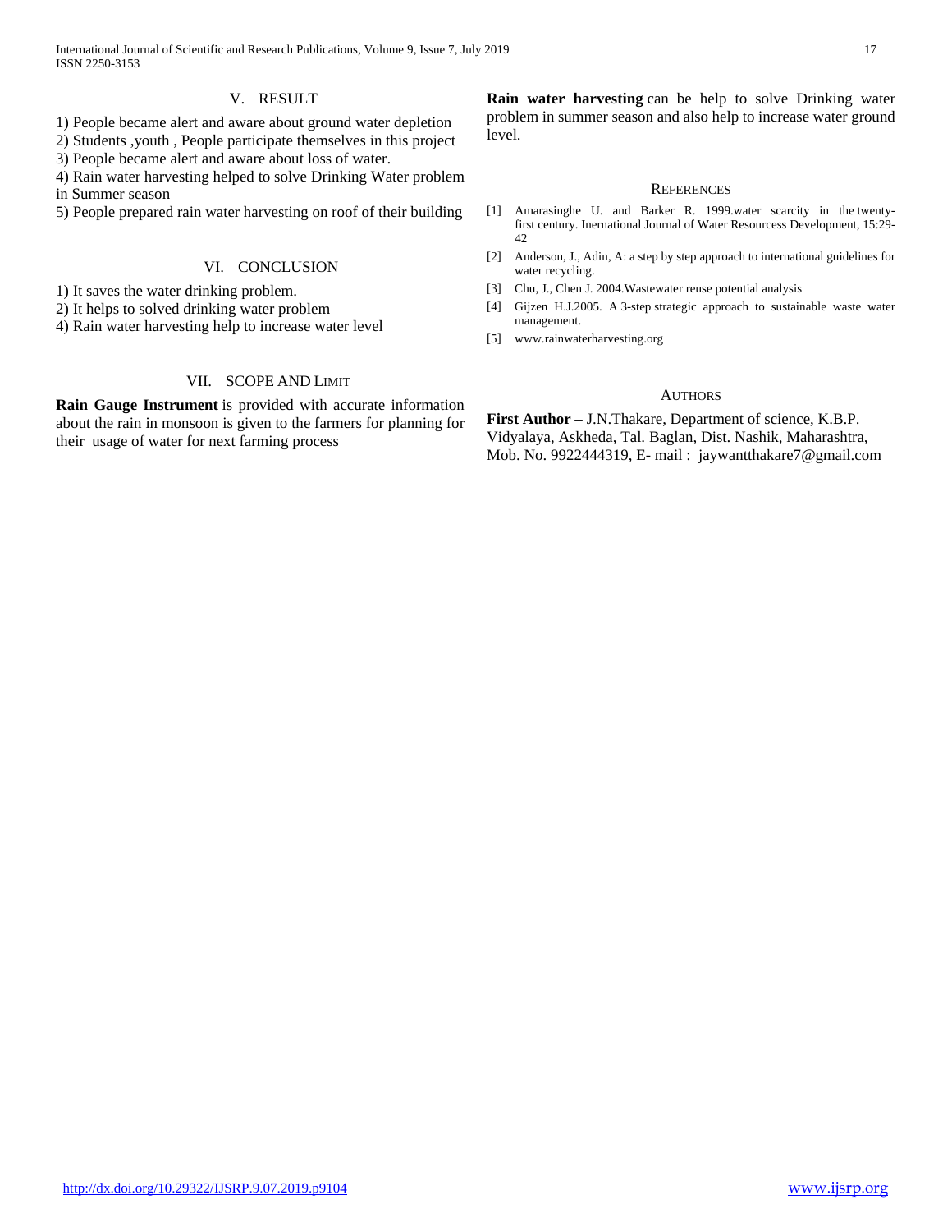## V. RESULT

1) People became alert and aware about ground water depletion
2) Students ,youth , People participate themselves in this project
3) People became alert and aware about loss of water.
4) Rain water harvesting helped to solve Drinking Water problem in Summer season
5) People prepared rain water harvesting on roof of their building

## VI. CONCLUSION

1) It saves the water drinking problem.
2) It helps to solved drinking water problem
4) Rain water harvesting help to increase water level

## VII. SCOPE AND LIMIT

**Rain Gauge Instrument** is provided with accurate information about the rain in monsoon is given to the farmers for planning for their usage of water for next farming process

**Rain water harvesting** can be help to solve Drinking water problem in summer season and also help to increase water ground level.

## REFERENCES

[1] Amarasinghe U. and Barker R. 1999.water scarcity in the twenty-first century. Inernational Journal of Water Resourcess Development, 15:29-42

[2] Anderson, J., Adin, A: a step by step approach to international guidelines for water recycling.

[3] Chu, J., Chen J. 2004.Wastewater reuse potential analysis

[4] Gijzen H.J.2005. A 3-step strategic approach to sustainable waste water management.

[5] www.rainwaterharvesting.org

## AUTHORS

**First Author** – J.N.Thakare, Department of science, K.B.P. Vidyalaya, Askheda, Tal. Baglan, Dist. Nashik, Maharashtra, Mob. No. 9922444319, E- mail : jaywantthakare7@gmail.com